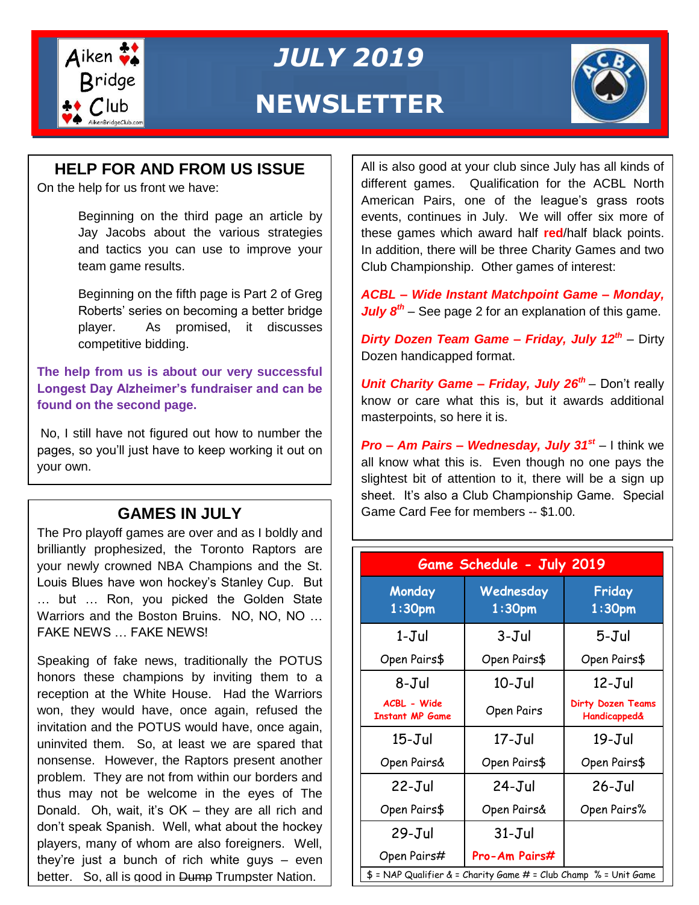# JULY 2019 NEWSLETTER

Aiken Bridge Club

## HELP FOR AND FROM US ISSUE

On the help for us front we have:

> Beginning on the third page an article by Jay Jacobs about the various strategies and tactics you can use to improve your team game results.
>
> Beginning on the fifth page is Part 2 of Greg Roberts' series on becoming a better bridge player. As promised, it discusses competitive bidding.

**The help from us is about our very successful Longest Day Alzheimer's fundraiser and can be found on the second page.**

No, I still have not figured out how to number the pages, so you'll just have to keep working it out on your own.

## GAMES IN JULY

The Pro playoff games are over and as I boldly and brilliantly prophesized, the Toronto Raptors are your newly crowned NBA Champions and the St. Louis Blues have won hockey's Stanley Cup. But … but … Ron, you picked the Golden State Warriors and the Boston Bruins. NO, NO, NO … FAKE NEWS … FAKE NEWS!

Speaking of fake news, traditionally the POTUS honors these champions by inviting them to a reception at the White House. Had the Warriors won, they would have, once again, refused the invitation and the POTUS would have, once again, uninvited them. So, at least we are spared that nonsense. However, the Raptors present another problem. They are not from within our borders and thus may not be welcome in the eyes of The Donald. Oh, wait, it's OK – they are all rich and don't speak Spanish. Well, what about the hockey players, many of whom are also foreigners. Well, they're just a bunch of rich white guys – even better. So, all is good in ~~Dump~~ Trumpster Nation.

All is also good at your club since July has all kinds of different games. Qualification for the ACBL North American Pairs, one of the league's grass roots events, continues in July. We will offer six more of these games which award half **red**/half black points. In addition, there will be three Charity Games and two Club Championship. Other games of interest:

***ACBL – Wide Instant Matchpoint Game – Monday, July 8th*** – See page 2 for an explanation of this game.

***Dirty Dozen Team Game – Friday, July 12th*** – Dirty Dozen handicapped format.

***Unit Charity Game – Friday, July 26th*** – Don't really know or care what this is, but it awards additional masterpoints, so here it is.

***Pro – Am Pairs – Wednesday, July 31st*** – I think we all know what this is. Even though no one pays the slightest bit of attention to it, there will be a sign up sheet. It's also a Club Championship Game. Special Game Card Fee for members -- $1.00.

**Game Schedule - July 2019**

| Monday 1:30pm | Wednesday 1:30pm | Friday 1:30pm |
|---|---|---|
| 1-Jul<br>Open Pairs$ | 3-Jul<br>Open Pairs$ | 5-Jul<br>Open Pairs$ |
| 8-Jul<br>ACBL - Wide Instant MP Game | 10-Jul<br>Open Pairs | 12-Jul<br>Dirty Dozen Teams Handicapped& |
| 15-Jul<br>Open Pairs& | 17-Jul<br>Open Pairs$ | 19-Jul<br>Open Pairs$ |
| 22-Jul<br>Open Pairs$ | 24-Jul<br>Open Pairs& | 26-Jul<br>Open Pairs% |
| 29-Jul<br>Open Pairs# | 31-Jul<br>Pro-Am Pairs# | |

$ = NAP Qualifier & = Charity Game # = Club Champ % = Unit Game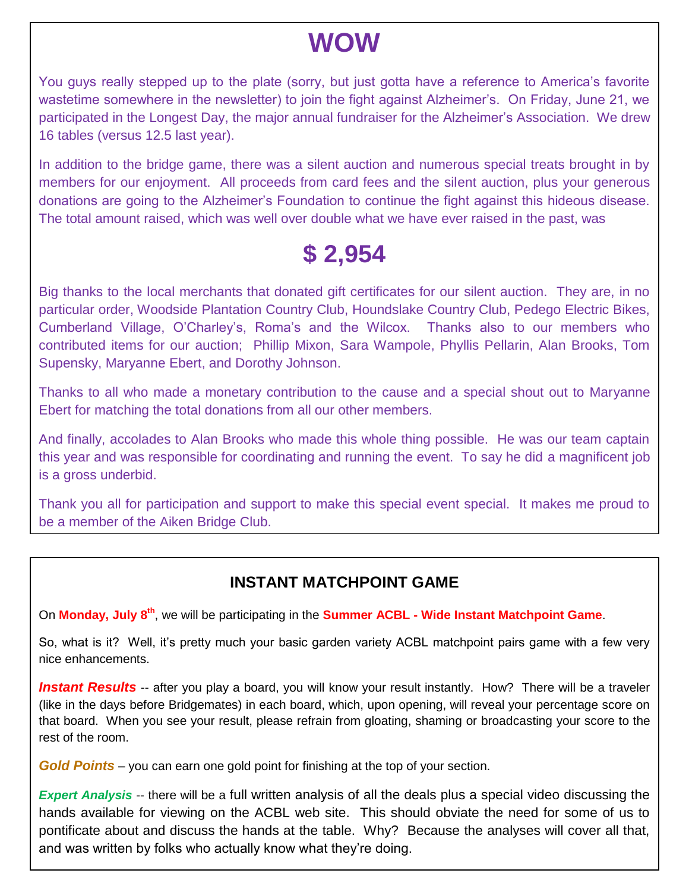# WOW

You guys really stepped up to the plate (sorry, but just gotta have a reference to America's favorite wastetime somewhere in the newsletter) to join the fight against Alzheimer's. On Friday, June 21, we participated in the Longest Day, the major annual fundraiser for the Alzheimer's Association. We drew 16 tables (versus 12.5 last year).

In addition to the bridge game, there was a silent auction and numerous special treats brought in by members for our enjoyment. All proceeds from card fees and the silent auction, plus your generous donations are going to the Alzheimer's Foundation to continue the fight against this hideous disease. The total amount raised, which was well over double what we have ever raised in the past, was

# $ 2,954

Big thanks to the local merchants that donated gift certificates for our silent auction. They are, in no particular order, Woodside Plantation Country Club, Houndslake Country Club, Pedego Electric Bikes, Cumberland Village, O'Charley's, Roma's and the Wilcox. Thanks also to our members who contributed items for our auction; Phillip Mixon, Sara Wampole, Phyllis Pellarin, Alan Brooks, Tom Supensky, Maryanne Ebert, and Dorothy Johnson.

Thanks to all who made a monetary contribution to the cause and a special shout out to Maryanne Ebert for matching the total donations from all our other members.

And finally, accolades to Alan Brooks who made this whole thing possible. He was our team captain this year and was responsible for coordinating and running the event. To say he did a magnificent job is a gross underbid.

Thank you all for participation and support to make this special event special. It makes me proud to be a member of the Aiken Bridge Club.

## INSTANT MATCHPOINT GAME

On **Monday, July 8th**, we will be participating in the **Summer ACBL - Wide Instant Matchpoint Game**.

So, what is it? Well, it's pretty much your basic garden variety ACBL matchpoint pairs game with a few very nice enhancements.

***Instant Results*** -- after you play a board, you will know your result instantly. How? There will be a traveler (like in the days before Bridgemates) in each board, which, upon opening, will reveal your percentage score on that board. When you see your result, please refrain from gloating, shaming or broadcasting your score to the rest of the room.

***Gold Points*** – you can earn one gold point for finishing at the top of your section.

***Expert Analysis*** -- there will be a full written analysis of all the deals plus a special video discussing the hands available for viewing on the ACBL web site. This should obviate the need for some of us to pontificate about and discuss the hands at the table. Why? Because the analyses will cover all that, and was written by folks who actually know what they're doing.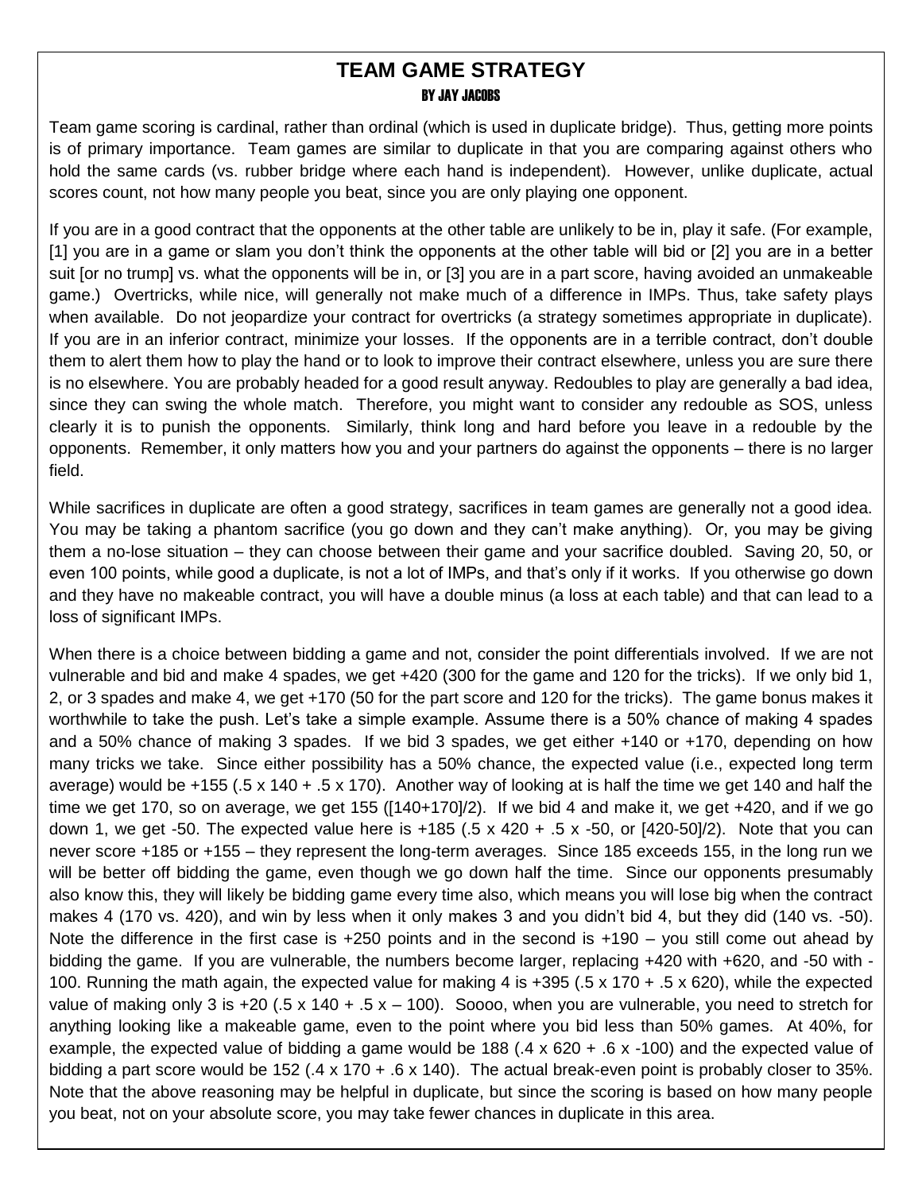# TEAM GAME STRATEGY

BY JAY JACOBS

Team game scoring is cardinal, rather than ordinal (which is used in duplicate bridge). Thus, getting more points is of primary importance. Team games are similar to duplicate in that you are comparing against others who hold the same cards (vs. rubber bridge where each hand is independent). However, unlike duplicate, actual scores count, not how many people you beat, since you are only playing one opponent.

If you are in a good contract that the opponents at the other table are unlikely to be in, play it safe. (For example, [1] you are in a game or slam you don't think the opponents at the other table will bid or [2] you are in a better suit [or no trump] vs. what the opponents will be in, or [3] you are in a part score, having avoided an unmakeable game.) Overtricks, while nice, will generally not make much of a difference in IMPs. Thus, take safety plays when available. Do not jeopardize your contract for overtricks (a strategy sometimes appropriate in duplicate). If you are in an inferior contract, minimize your losses. If the opponents are in a terrible contract, don't double them to alert them how to play the hand or to look to improve their contract elsewhere, unless you are sure there is no elsewhere. You are probably headed for a good result anyway. Redoubles to play are generally a bad idea, since they can swing the whole match. Therefore, you might want to consider any redouble as SOS, unless clearly it is to punish the opponents. Similarly, think long and hard before you leave in a redouble by the opponents. Remember, it only matters how you and your partners do against the opponents – there is no larger field.

While sacrifices in duplicate are often a good strategy, sacrifices in team games are generally not a good idea. You may be taking a phantom sacrifice (you go down and they can't make anything). Or, you may be giving them a no-lose situation – they can choose between their game and your sacrifice doubled. Saving 20, 50, or even 100 points, while good a duplicate, is not a lot of IMPs, and that's only if it works. If you otherwise go down and they have no makeable contract, you will have a double minus (a loss at each table) and that can lead to a loss of significant IMPs.

When there is a choice between bidding a game and not, consider the point differentials involved. If we are not vulnerable and bid and make 4 spades, we get +420 (300 for the game and 120 for the tricks). If we only bid 1, 2, or 3 spades and make 4, we get +170 (50 for the part score and 120 for the tricks). The game bonus makes it worthwhile to take the push. Let's take a simple example. Assume there is a 50% chance of making 4 spades and a 50% chance of making 3 spades. If we bid 3 spades, we get either +140 or +170, depending on how many tricks we take. Since either possibility has a 50% chance, the expected value (i.e., expected long term average) would be +155 (.5 x 140 + .5 x 170). Another way of looking at is half the time we get 140 and half the time we get 170, so on average, we get 155 ([140+170]/2). If we bid 4 and make it, we get +420, and if we go down 1, we get -50. The expected value here is +185 (.5 x 420 + .5 x -50, or [420-50]/2). Note that you can never score +185 or +155 – they represent the long-term averages. Since 185 exceeds 155, in the long run we will be better off bidding the game, even though we go down half the time. Since our opponents presumably also know this, they will likely be bidding game every time also, which means you will lose big when the contract makes 4 (170 vs. 420), and win by less when it only makes 3 and you didn't bid 4, but they did (140 vs. -50). Note the difference in the first case is +250 points and in the second is +190 – you still come out ahead by bidding the game. If you are vulnerable, the numbers become larger, replacing +420 with +620, and -50 with -100. Running the math again, the expected value for making 4 is +395 (.5 x 170 + .5 x 620), while the expected value of making only 3 is +20 (.5 x 140 + .5 x – 100). Soooo, when you are vulnerable, you need to stretch for anything looking like a makeable game, even to the point where you bid less than 50% games. At 40%, for example, the expected value of bidding a game would be 188 (.4 x 620 + .6 x -100) and the expected value of bidding a part score would be 152 (.4 x 170 + .6 x 140). The actual break-even point is probably closer to 35%. Note that the above reasoning may be helpful in duplicate, but since the scoring is based on how many people you beat, not on your absolute score, you may take fewer chances in duplicate in this area.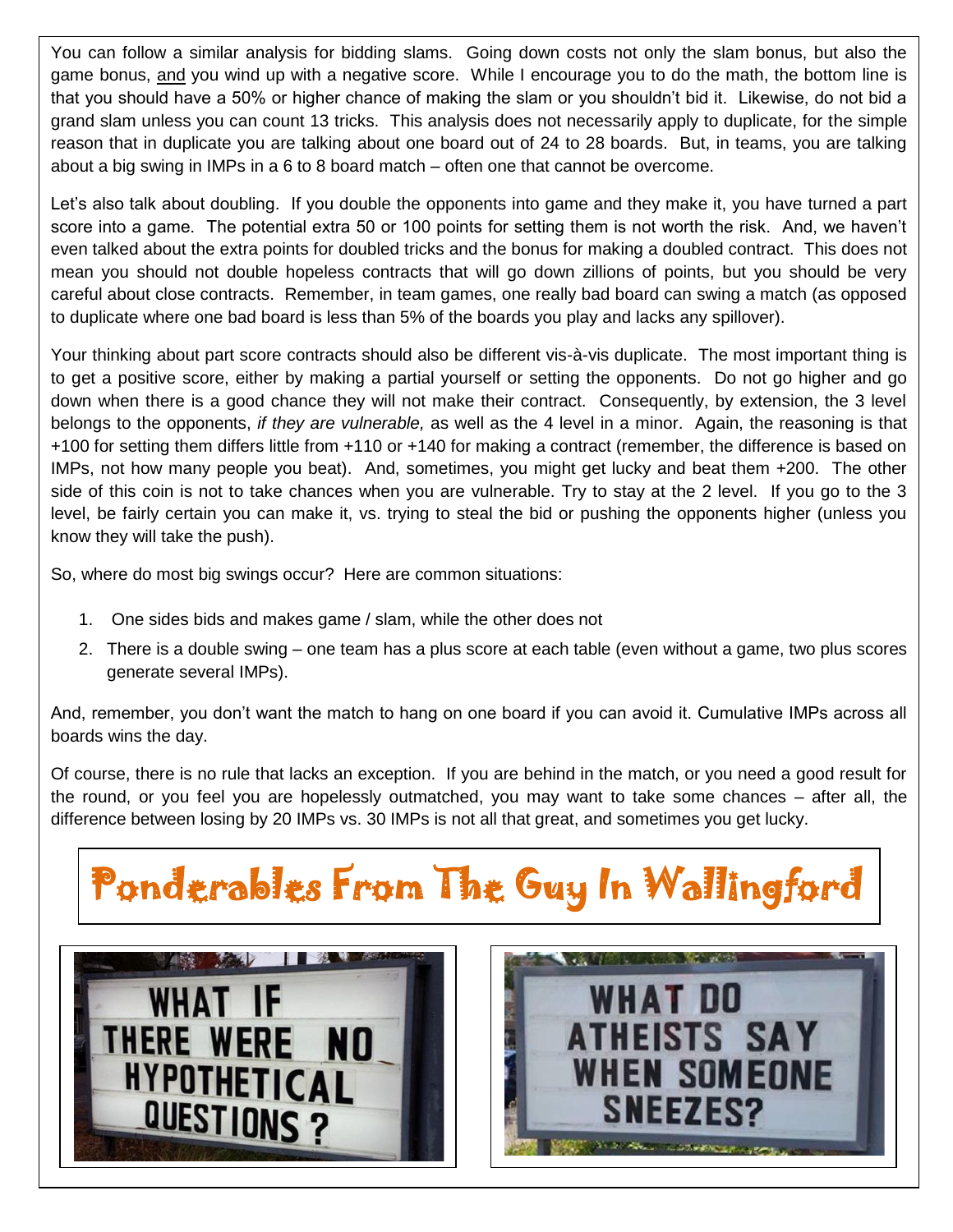You can follow a similar analysis for bidding slams. Going down costs not only the slam bonus, but also the game bonus, and you wind up with a negative score. While I encourage you to do the math, the bottom line is that you should have a 50% or higher chance of making the slam or you shouldn't bid it. Likewise, do not bid a grand slam unless you can count 13 tricks. This analysis does not necessarily apply to duplicate, for the simple reason that in duplicate you are talking about one board out of 24 to 28 boards. But, in teams, you are talking about a big swing in IMPs in a 6 to 8 board match – often one that cannot be overcome.

Let's also talk about doubling. If you double the opponents into game and they make it, you have turned a part score into a game. The potential extra 50 or 100 points for setting them is not worth the risk. And, we haven't even talked about the extra points for doubled tricks and the bonus for making a doubled contract. This does not mean you should not double hopeless contracts that will go down zillions of points, but you should be very careful about close contracts. Remember, in team games, one really bad board can swing a match (as opposed to duplicate where one bad board is less than 5% of the boards you play and lacks any spillover).

Your thinking about part score contracts should also be different vis-à-vis duplicate. The most important thing is to get a positive score, either by making a partial yourself or setting the opponents. Do not go higher and go down when there is a good chance they will not make their contract. Consequently, by extension, the 3 level belongs to the opponents, *if they are vulnerable,* as well as the 4 level in a minor. Again, the reasoning is that +100 for setting them differs little from +110 or +140 for making a contract (remember, the difference is based on IMPs, not how many people you beat). And, sometimes, you might get lucky and beat them +200. The other side of this coin is not to take chances when you are vulnerable. Try to stay at the 2 level. If you go to the 3 level, be fairly certain you can make it, vs. trying to steal the bid or pushing the opponents higher (unless you know they will take the push).

So, where do most big swings occur? Here are common situations:

1. One sides bids and makes game / slam, while the other does not
2. There is a double swing – one team has a plus score at each table (even without a game, two plus scores generate several IMPs).

And, remember, you don't want the match to hang on one board if you can avoid it. Cumulative IMPs across all boards wins the day.

Of course, there is no rule that lacks an exception. If you are behind in the match, or you need a good result for the round, or you feel you are hopelessly outmatched, you may want to take some chances – after all, the difference between losing by 20 IMPs vs. 30 IMPs is not all that great, and sometimes you get lucky.

# Ponderables From The Guy In Wallingford

WHAT IF THERE WERE NO HYPOTHETICAL QUESTIONS?

WHAT DO ATHEISTS SAY WHEN SOMEONE SNEEZES?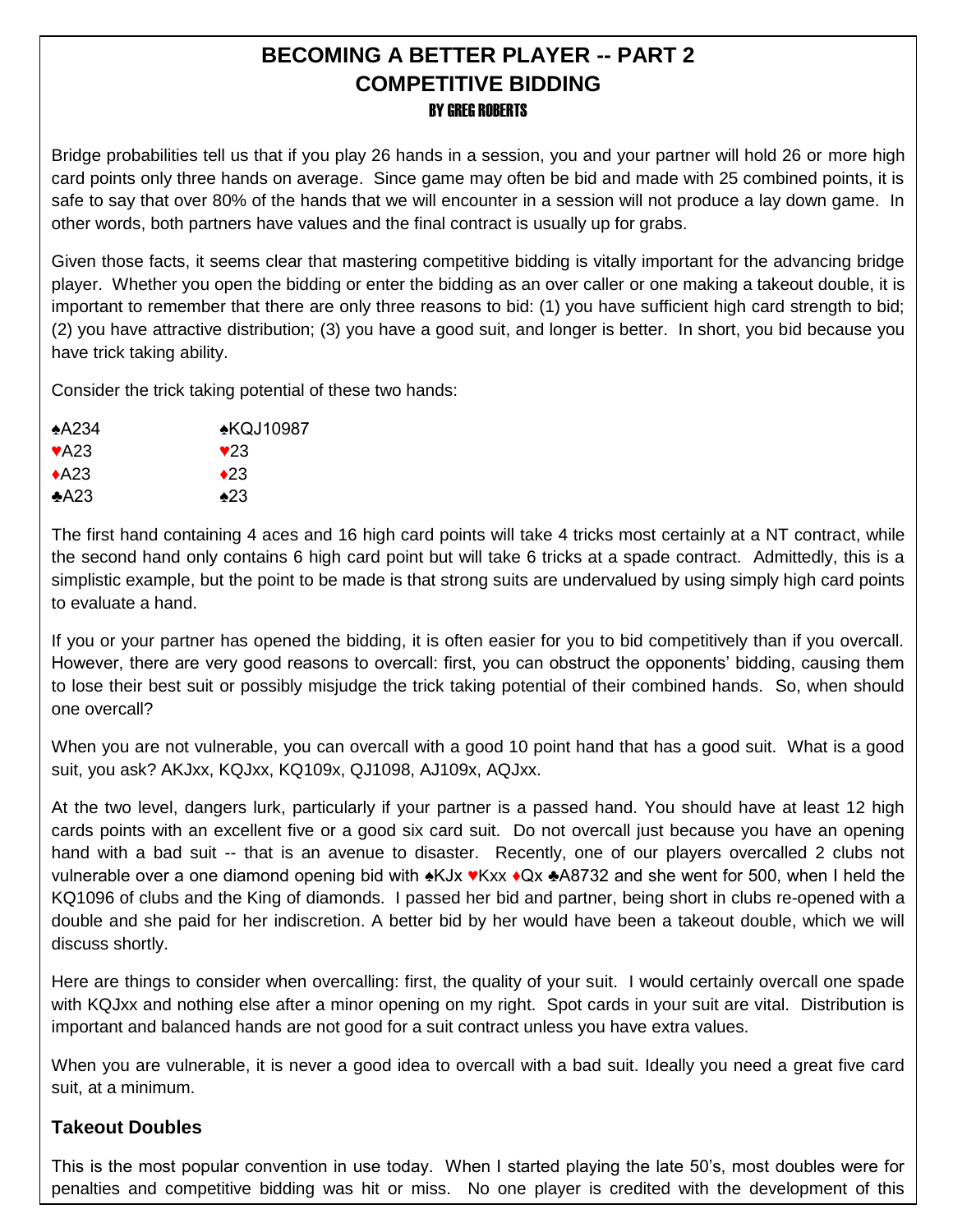# BECOMING A BETTER PLAYER -- PART 2
## COMPETITIVE BIDDING
### BY GREG ROBERTS

Bridge probabilities tell us that if you play 26 hands in a session, you and your partner will hold 26 or more high card points only three hands on average. Since game may often be bid and made with 25 combined points, it is safe to say that over 80% of the hands that we will encounter in a session will not produce a lay down game. In other words, both partners have values and the final contract is usually up for grabs.

Given those facts, it seems clear that mastering competitive bidding is vitally important for the advancing bridge player. Whether you open the bidding or enter the bidding as an over caller or one making a takeout double, it is important to remember that there are only three reasons to bid: (1) you have sufficient high card strength to bid; (2) you have attractive distribution; (3) you have a good suit, and longer is better. In short, you bid because you have trick taking ability.

Consider the trick taking potential of these two hands:

| | |
|---|---|
| ♠A234 | ♠KQJ10987 |
| ♥A23 | ♥23 |
| ♦A23 | ♦23 |
| ♣A23 | ♠23 |

The first hand containing 4 aces and 16 high card points will take 4 tricks most certainly at a NT contract, while the second hand only contains 6 high card point but will take 6 tricks at a spade contract. Admittedly, this is a simplistic example, but the point to be made is that strong suits are undervalued by using simply high card points to evaluate a hand.

If you or your partner has opened the bidding, it is often easier for you to bid competitively than if you overcall. However, there are very good reasons to overcall: first, you can obstruct the opponents' bidding, causing them to lose their best suit or possibly misjudge the trick taking potential of their combined hands. So, when should one overcall?

When you are not vulnerable, you can overcall with a good 10 point hand that has a good suit. What is a good suit, you ask? AKJxx, KQJxx, KQ109x, QJ1098, AJ109x, AQJxx.

At the two level, dangers lurk, particularly if your partner is a passed hand. You should have at least 12 high cards points with an excellent five or a good six card suit. Do not overcall just because you have an opening hand with a bad suit -- that is an avenue to disaster. Recently, one of our players overcalled 2 clubs not vulnerable over a one diamond opening bid with ♠KJx ♥Kxx ♦Qx ♣A8732 and she went for 500, when I held the KQ1096 of clubs and the King of diamonds. I passed her bid and partner, being short in clubs re-opened with a double and she paid for her indiscretion. A better bid by her would have been a takeout double, which we will discuss shortly.

Here are things to consider when overcalling: first, the quality of your suit. I would certainly overcall one spade with KQJxx and nothing else after a minor opening on my right. Spot cards in your suit are vital. Distribution is important and balanced hands are not good for a suit contract unless you have extra values.

When you are vulnerable, it is never a good idea to overcall with a bad suit. Ideally you need a great five card suit, at a minimum.

### Takeout Doubles

This is the most popular convention in use today. When I started playing the late 50's, most doubles were for penalties and competitive bidding was hit or miss. No one player is credited with the development of this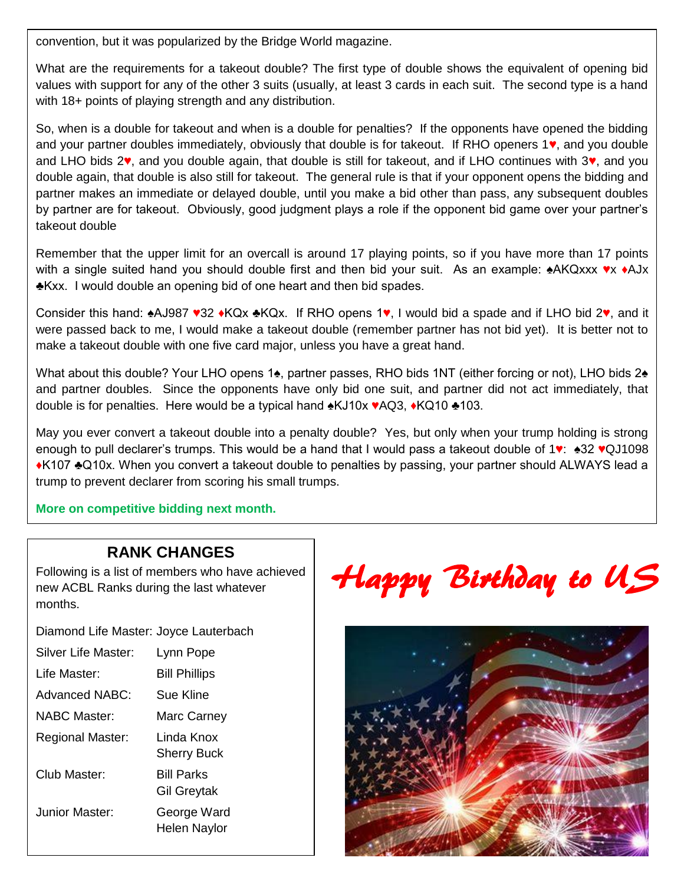convention, but it was popularized by the Bridge World magazine.

What are the requirements for a takeout double? The first type of double shows the equivalent of opening bid values with support for any of the other 3 suits (usually, at least 3 cards in each suit. The second type is a hand with 18+ points of playing strength and any distribution.

So, when is a double for takeout and when is a double for penalties? If the opponents have opened the bidding and your partner doubles immediately, obviously that double is for takeout. If RHO openers 1♥, and you double and LHO bids 2♥, and you double again, that double is still for takeout, and if LHO continues with 3♥, and you double again, that double is also still for takeout. The general rule is that if your opponent opens the bidding and partner makes an immediate or delayed double, until you make a bid other than pass, any subsequent doubles by partner are for takeout. Obviously, good judgment plays a role if the opponent bid game over your partner's takeout double

Remember that the upper limit for an overcall is around 17 playing points, so if you have more than 17 points with a single suited hand you should double first and then bid your suit. As an example: ♠AKQxxx ♥x ♦AJx ♣Kxx. I would double an opening bid of one heart and then bid spades.

Consider this hand: ♠AJ987 ♥32 ♦KQx ♣KQx. If RHO opens 1♥, I would bid a spade and if LHO bid 2♥, and it were passed back to me, I would make a takeout double (remember partner has not bid yet). It is better not to make a takeout double with one five card major, unless you have a great hand.

What about this double? Your LHO opens 1♠, partner passes, RHO bids 1NT (either forcing or not), LHO bids 2♠ and partner doubles. Since the opponents have only bid one suit, and partner did not act immediately, that double is for penalties. Here would be a typical hand ♠KJ10x ♥AQ3, ♦KQ10 ♣103.

May you ever convert a takeout double into a penalty double? Yes, but only when your trump holding is strong enough to pull declarer's trumps. This would be a hand that I would pass a takeout double of 1♥: ♠32 ♥QJ1098 ♦K107 ♣Q10x. When you convert a takeout double to penalties by passing, your partner should ALWAYS lead a trump to prevent declarer from scoring his small trumps.

**More on competitive bidding next month.**

## RANK CHANGES

Following is a list of members who have achieved new ACBL Ranks during the last whatever months.

| | |
|---|---|
| Diamond Life Master: | Joyce Lauterbach |
| Silver Life Master: | Lynn Pope |
| Life Master: | Bill Phillips |
| Advanced NABC: | Sue Kline |
| NABC Master: | Marc Carney |
| Regional Master: | Linda Knox<br>Sherry Buck |
| Club Master: | Bill Parks<br>Gil Greytak |
| Junior Master: | George Ward<br>Helen Naylor |

*Happy Birthday to US*